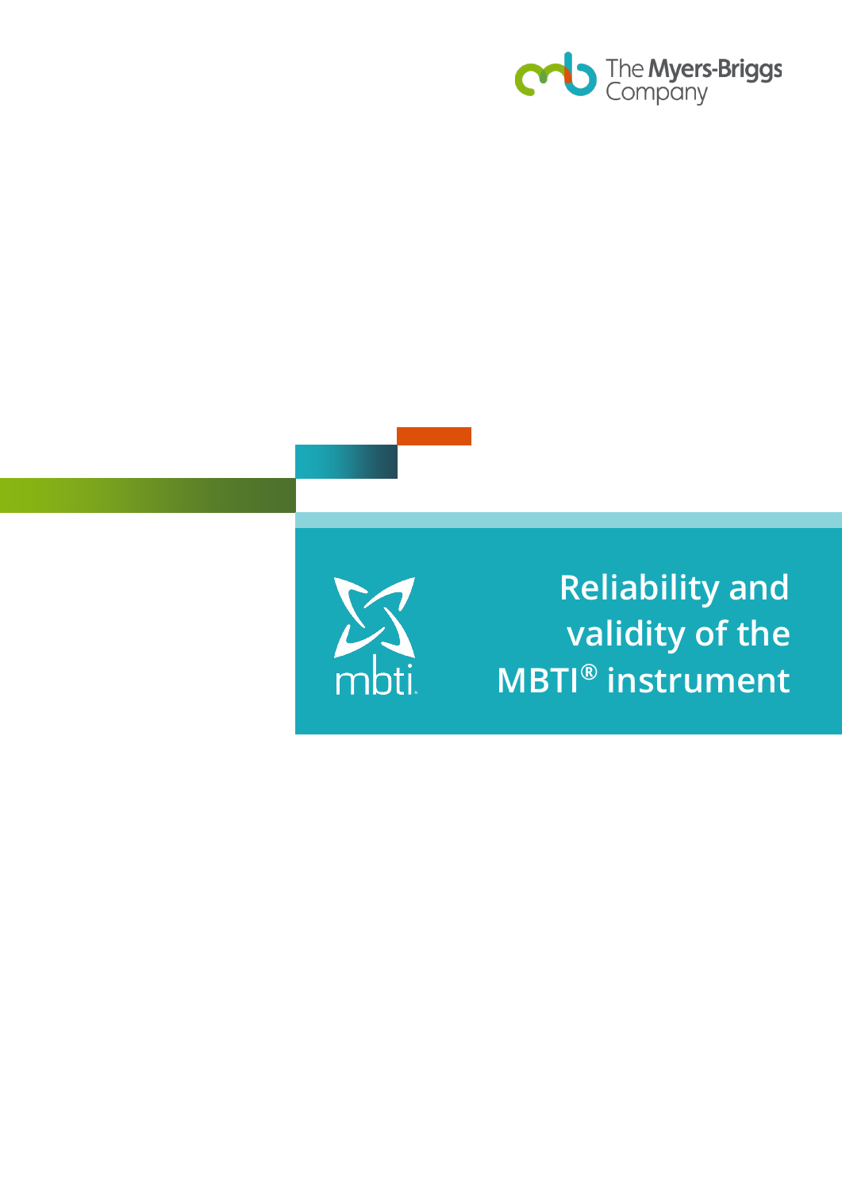The Myers-Briggs Company

mbti

# Reliability and validity of the MBTI® instrument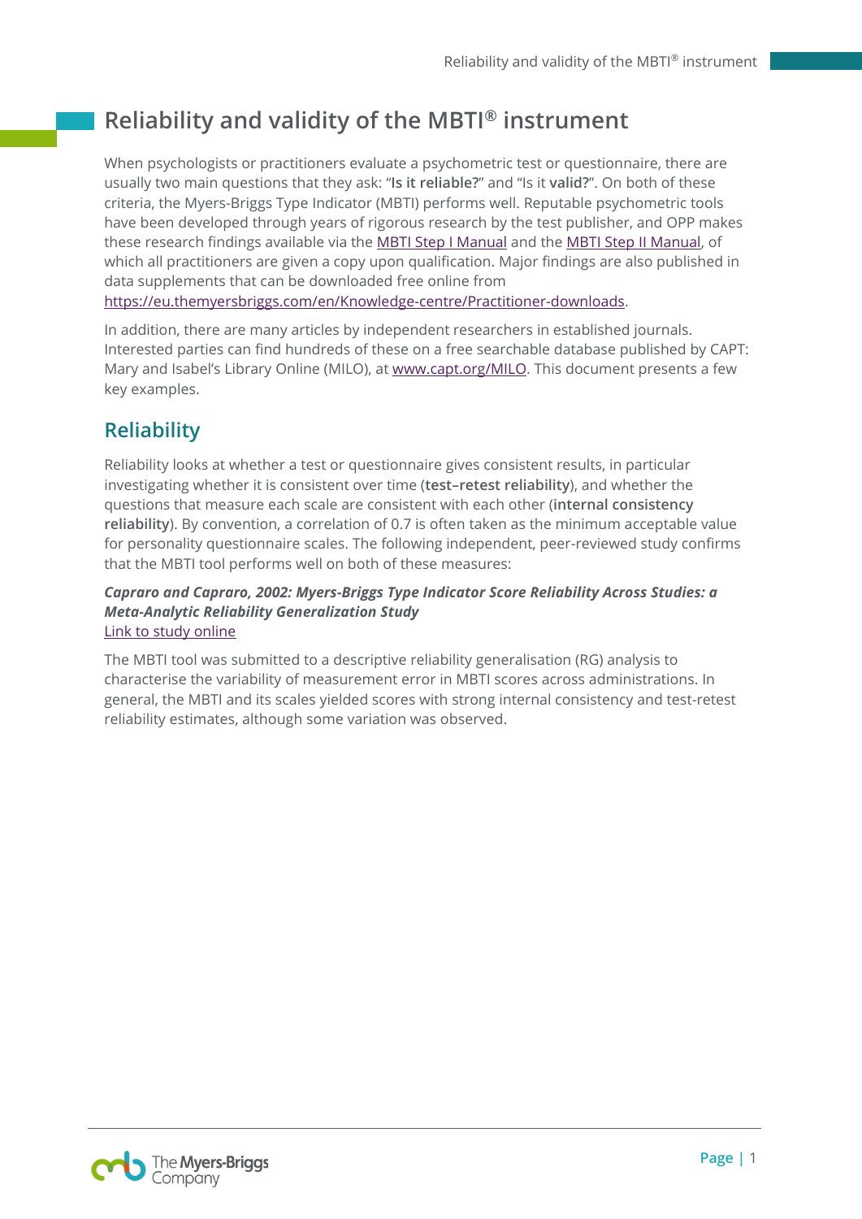# Reliability and validity of the MBTI® instrument

When psychologists or practitioners evaluate a psychometric test or questionnaire, there are usually two main questions that they ask: "**Is it reliable?**" and "Is it **valid?**". On both of these criteria, the Myers-Briggs Type Indicator (MBTI) performs well. Reputable psychometric tools have been developed through years of rigorous research by the test publisher, and OPP makes these research findings available via the [MBTI Step I Manual]() and the [MBTI Step II Manual](), of which all practitioners are given a copy upon qualification. Major findings are also published in data supplements that can be downloaded free online from [https://eu.themyersbriggs.com/en/Knowledge-centre/Practitioner-downloads](https://eu.themyersbriggs.com/en/Knowledge-centre/Practitioner-downloads).

In addition, there are many articles by independent researchers in established journals. Interested parties can find hundreds of these on a free searchable database published by CAPT: Mary and Isabel's Library Online (MILO), at [www.capt.org/MILO](www.capt.org/MILO). This document presents a few key examples.

## Reliability

Reliability looks at whether a test or questionnaire gives consistent results, in particular investigating whether it is consistent over time (**test–retest reliability**), and whether the questions that measure each scale are consistent with each other (**internal consistency reliability**). By convention, a correlation of 0.7 is often taken as the minimum acceptable value for personality questionnaire scales. The following independent, peer-reviewed study confirms that the MBTI tool performs well on both of these measures:

***Capraro and Capraro, 2002: Myers-Briggs Type Indicator Score Reliability Across Studies: a Meta-Analytic Reliability Generalization Study***
[Link to study online]()

The MBTI tool was submitted to a descriptive reliability generalisation (RG) analysis to characterise the variability of measurement error in MBTI scores across administrations. In general, the MBTI and its scales yielded scores with strong internal consistency and test-retest reliability estimates, although some variation was observed.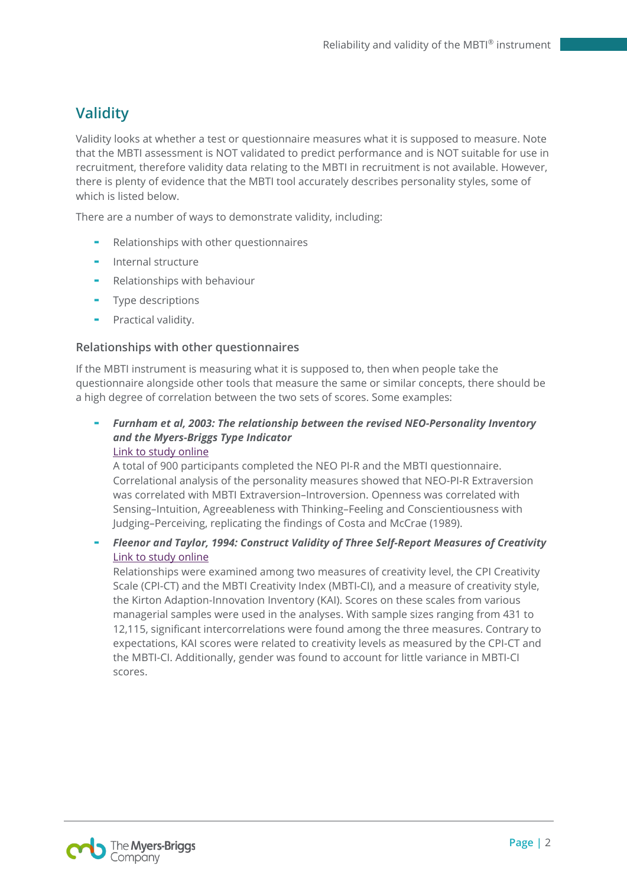## Validity

Validity looks at whether a test or questionnaire measures what it is supposed to measure. Note that the MBTI assessment is NOT validated to predict performance and is NOT suitable for use in recruitment, therefore validity data relating to the MBTI in recruitment is not available. However, there is plenty of evidence that the MBTI tool accurately describes personality styles, some of which is listed below.

There are a number of ways to demonstrate validity, including:

- Relationships with other questionnaires
- Internal structure
- Relationships with behaviour
- Type descriptions
- Practical validity.

### Relationships with other questionnaires

If the MBTI instrument is measuring what it is supposed to, then when people take the questionnaire alongside other tools that measure the same or similar concepts, there should be a high degree of correlation between the two sets of scores. Some examples:

- ***Furnham et al, 2003: The relationship between the revised NEO-Personality Inventory and the Myers-Briggs Type Indicator***
  Link to study online
  A total of 900 participants completed the NEO PI-R and the MBTI questionnaire. Correlational analysis of the personality measures showed that NEO-PI-R Extraversion was correlated with MBTI Extraversion–Introversion. Openness was correlated with Sensing–Intuition, Agreeableness with Thinking–Feeling and Conscientiousness with Judging–Perceiving, replicating the findings of Costa and McCrae (1989).
- ***Fleenor and Taylor, 1994: Construct Validity of Three Self-Report Measures of Creativity***
  Link to study online
  Relationships were examined among two measures of creativity level, the CPI Creativity Scale (CPI-CT) and the MBTI Creativity Index (MBTI-CI), and a measure of creativity style, the Kirton Adaption-Innovation Inventory (KAI). Scores on these scales from various managerial samples were used in the analyses. With sample sizes ranging from 431 to 12,115, significant intercorrelations were found among the three measures. Contrary to expectations, KAI scores were related to creativity levels as measured by the CPI-CT and the MBTI-CI. Additionally, gender was found to account for little variance in MBTI-CI scores.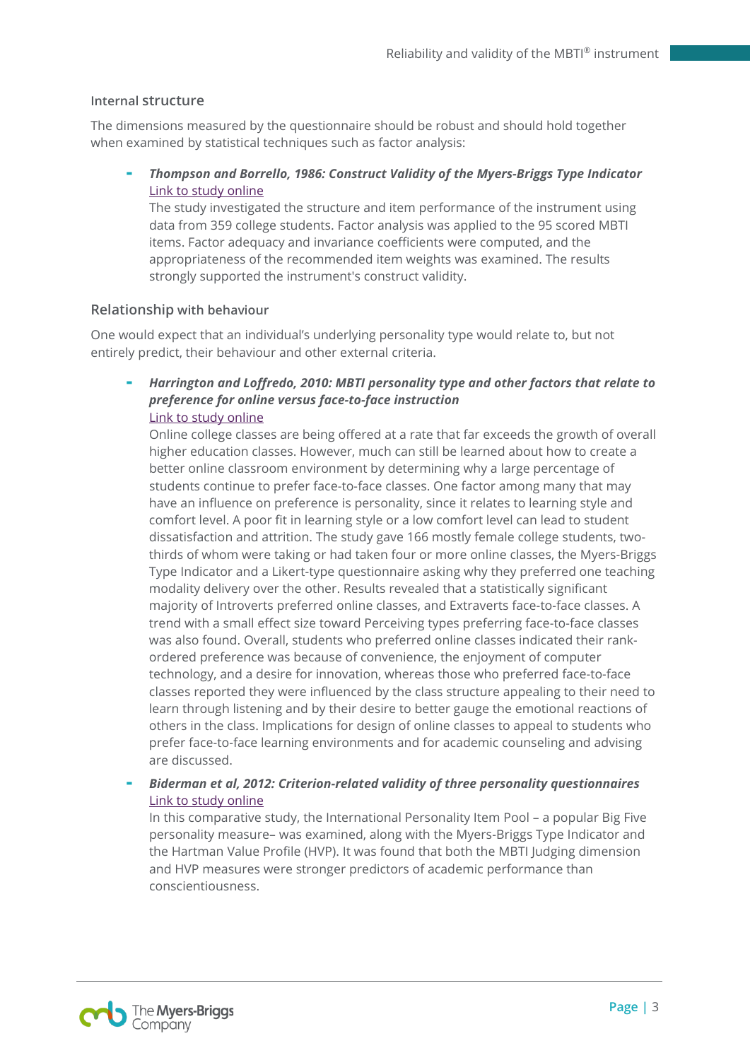### Internal structure

The dimensions measured by the questionnaire should be robust and should hold together when examined by statistical techniques such as factor analysis:

- ***Thompson and Borrello, 1986: Construct Validity of the Myers-Briggs Type Indicator***
  Link to study online
  The study investigated the structure and item performance of the instrument using data from 359 college students. Factor analysis was applied to the 95 scored MBTI items. Factor adequacy and invariance coefficients were computed, and the appropriateness of the recommended item weights was examined. The results strongly supported the instrument's construct validity.

### Relationship with behaviour

One would expect that an individual's underlying personality type would relate to, but not entirely predict, their behaviour and other external criteria.

- ***Harrington and Loffredo, 2010: MBTI personality type and other factors that relate to preference for online versus face-to-face instruction***
  Link to study online
  Online college classes are being offered at a rate that far exceeds the growth of overall higher education classes. However, much can still be learned about how to create a better online classroom environment by determining why a large percentage of students continue to prefer face-to-face classes. One factor among many that may have an influence on preference is personality, since it relates to learning style and comfort level. A poor fit in learning style or a low comfort level can lead to student dissatisfaction and attrition. The study gave 166 mostly female college students, two-thirds of whom were taking or had taken four or more online classes, the Myers-Briggs Type Indicator and a Likert-type questionnaire asking why they preferred one teaching modality delivery over the other. Results revealed that a statistically significant majority of Introverts preferred online classes, and Extraverts face-to-face classes. A trend with a small effect size toward Perceiving types preferring face-to-face classes was also found. Overall, students who preferred online classes indicated their rank-ordered preference was because of convenience, the enjoyment of computer technology, and a desire for innovation, whereas those who preferred face-to-face classes reported they were influenced by the class structure appealing to their need to learn through listening and by their desire to better gauge the emotional reactions of others in the class. Implications for design of online classes to appeal to students who prefer face-to-face learning environments and for academic counseling and advising are discussed.

- ***Biderman et al, 2012: Criterion-related validity of three personality questionnaires***
  Link to study online
  In this comparative study, the International Personality Item Pool – a popular Big Five personality measure– was examined, along with the Myers-Briggs Type Indicator and the Hartman Value Profile (HVP). It was found that both the MBTI Judging dimension and HVP measures were stronger predictors of academic performance than conscientiousness.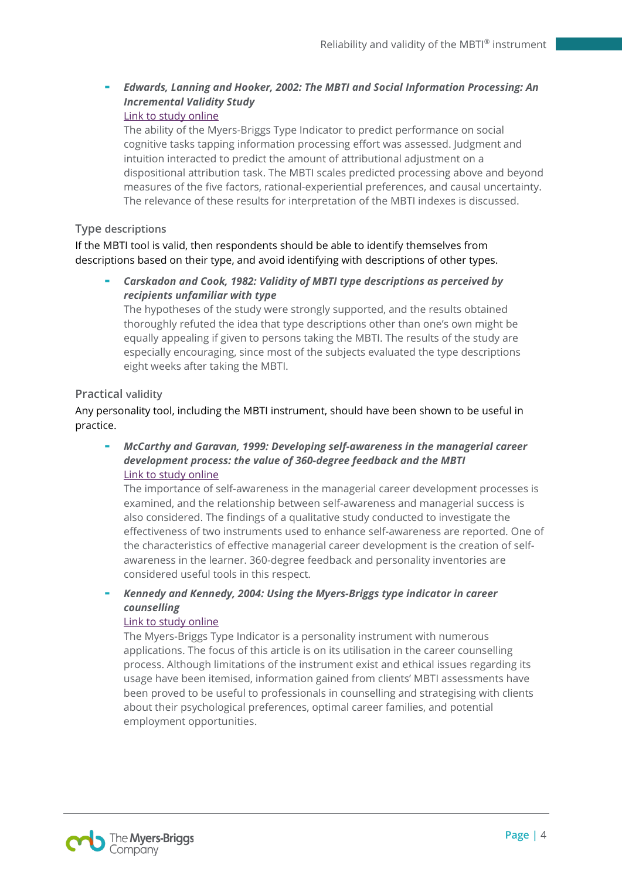- ***Edwards, Lanning and Hooker, 2002: The MBTI and Social Information Processing: An Incremental Validity Study***
  Link to study online
  The ability of the Myers-Briggs Type Indicator to predict performance on social cognitive tasks tapping information processing effort was assessed. Judgment and intuition interacted to predict the amount of attributional adjustment on a dispositional attribution task. The MBTI scales predicted processing above and beyond measures of the five factors, rational-experiential preferences, and causal uncertainty. The relevance of these results for interpretation of the MBTI indexes is discussed.

### Type descriptions

If the MBTI tool is valid, then respondents should be able to identify themselves from descriptions based on their type, and avoid identifying with descriptions of other types.

- ***Carskadon and Cook, 1982: Validity of MBTI type descriptions as perceived by recipients unfamiliar with type***
  The hypotheses of the study were strongly supported, and the results obtained thoroughly refuted the idea that type descriptions other than one's own might be equally appealing if given to persons taking the MBTI. The results of the study are especially encouraging, since most of the subjects evaluated the type descriptions eight weeks after taking the MBTI.

### Practical validity

Any personality tool, including the MBTI instrument, should have been shown to be useful in practice.

- ***McCarthy and Garavan, 1999: Developing self-awareness in the managerial career development process: the value of 360-degree feedback and the MBTI***
  Link to study online
  The importance of self-awareness in the managerial career development processes is examined, and the relationship between self-awareness and managerial success is also considered. The findings of a qualitative study conducted to investigate the effectiveness of two instruments used to enhance self-awareness are reported. One of the characteristics of effective managerial career development is the creation of self-awareness in the learner. 360-degree feedback and personality inventories are considered useful tools in this respect.

- ***Kennedy and Kennedy, 2004: Using the Myers-Briggs type indicator in career counselling***
  Link to study online
  The Myers-Briggs Type Indicator is a personality instrument with numerous applications. The focus of this article is on its utilisation in the career counselling process. Although limitations of the instrument exist and ethical issues regarding its usage have been itemised, information gained from clients' MBTI assessments have been proved to be useful to professionals in counselling and strategising with clients about their psychological preferences, optimal career families, and potential employment opportunities.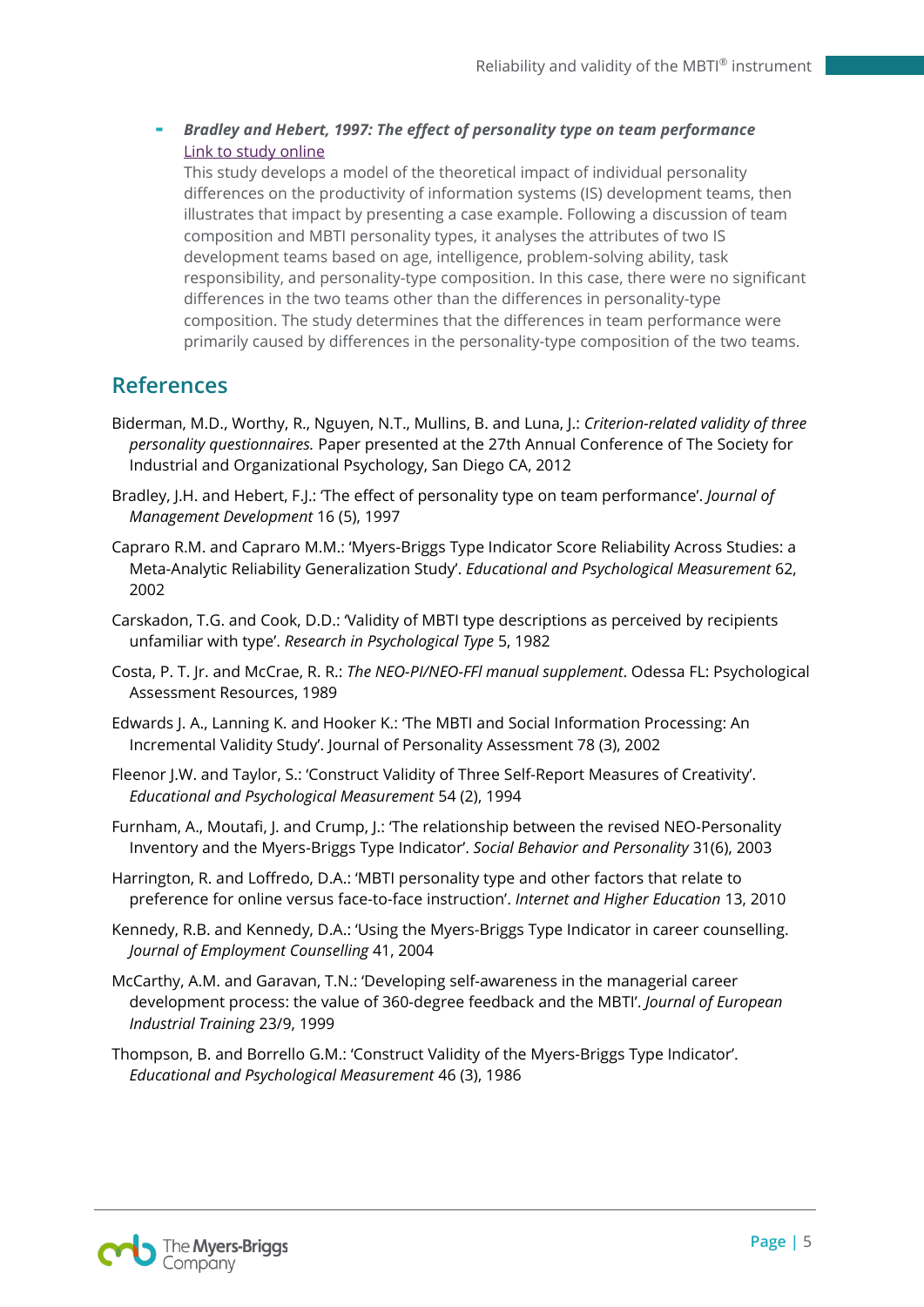- ***Bradley and Hebert, 1997: The effect of personality type on team performance***
  Link to study online
  This study develops a model of the theoretical impact of individual personality differences on the productivity of information systems (IS) development teams, then illustrates that impact by presenting a case example. Following a discussion of team composition and MBTI personality types, it analyses the attributes of two IS development teams based on age, intelligence, problem-solving ability, task responsibility, and personality-type composition. In this case, there were no significant differences in the two teams other than the differences in personality-type composition. The study determines that the differences in team performance were primarily caused by differences in the personality-type composition of the two teams.

## References

Biderman, M.D., Worthy, R., Nguyen, N.T., Mullins, B. and Luna, J.: *Criterion-related validity of three personality questionnaires.* Paper presented at the 27th Annual Conference of The Society for Industrial and Organizational Psychology, San Diego CA, 2012

Bradley, J.H. and Hebert, F.J.: 'The effect of personality type on team performance'. *Journal of Management Development* 16 (5), 1997

Capraro R.M. and Capraro M.M.: 'Myers-Briggs Type Indicator Score Reliability Across Studies: a Meta-Analytic Reliability Generalization Study'. *Educational and Psychological Measurement* 62, 2002

Carskadon, T.G. and Cook, D.D.: 'Validity of MBTI type descriptions as perceived by recipients unfamiliar with type'. *Research in Psychological Type* 5, 1982

Costa, P. T. Jr. and McCrae, R. R.: *The NEO-PI/NEO-FFI manual supplement*. Odessa FL: Psychological Assessment Resources, 1989

Edwards J. A., Lanning K. and Hooker K.: 'The MBTI and Social Information Processing: An Incremental Validity Study'. Journal of Personality Assessment 78 (3), 2002

Fleenor J.W. and Taylor, S.: 'Construct Validity of Three Self-Report Measures of Creativity'. *Educational and Psychological Measurement* 54 (2), 1994

Furnham, A., Moutafi, J. and Crump, J.: 'The relationship between the revised NEO-Personality Inventory and the Myers-Briggs Type Indicator'. *Social Behavior and Personality* 31(6), 2003

Harrington, R. and Loffredo, D.A.: 'MBTI personality type and other factors that relate to preference for online versus face-to-face instruction'. *Internet and Higher Education* 13, 2010

Kennedy, R.B. and Kennedy, D.A.: 'Using the Myers-Briggs Type Indicator in career counselling. *Journal of Employment Counselling* 41, 2004

McCarthy, A.M. and Garavan, T.N.: 'Developing self-awareness in the managerial career development process: the value of 360-degree feedback and the MBTI'. *Journal of European Industrial Training* 23/9, 1999

Thompson, B. and Borrello G.M.: 'Construct Validity of the Myers-Briggs Type Indicator'. *Educational and Psychological Measurement* 46 (3), 1986